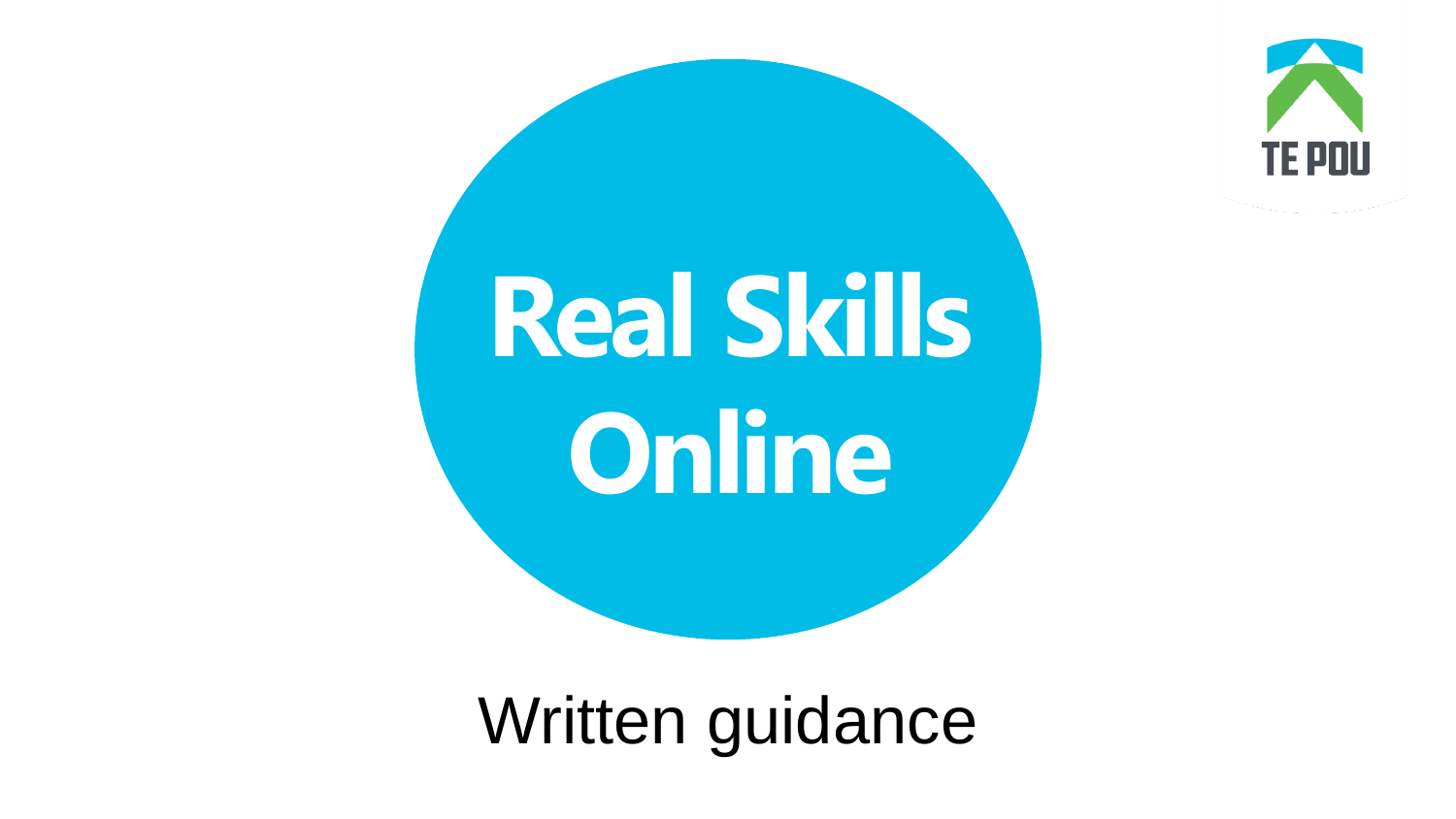# Real Skills Online

Written guidance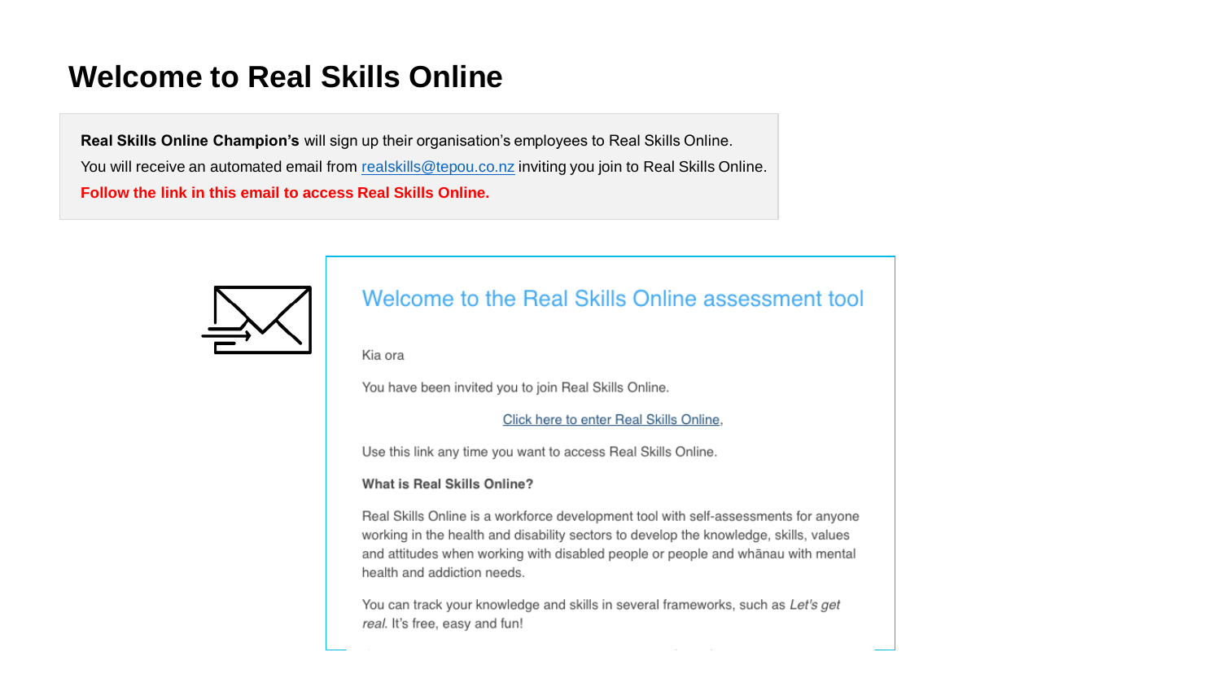# Welcome to Real Skills Online

**Real Skills Online Champion's** will sign up their organisation's employees to Real Skills Online.

You will receive an automated email from realskills@tepou.co.nz inviting you join to Real Skills Online.

**Follow the link in this email to access Real Skills Online.**

## Welcome to the Real Skills Online assessment tool

Kia ora

You have been invited you to join Real Skills Online.

Click here to enter Real Skills Online,

Use this link any time you want to access Real Skills Online.

**What is Real Skills Online?**

Real Skills Online is a workforce development tool with self-assessments for anyone working in the health and disability sectors to develop the knowledge, skills, values and attitudes when working with disabled people or people and whānau with mental health and addiction needs.

You can track your knowledge and skills in several frameworks, such as *Let's get real*. It's free, easy and fun!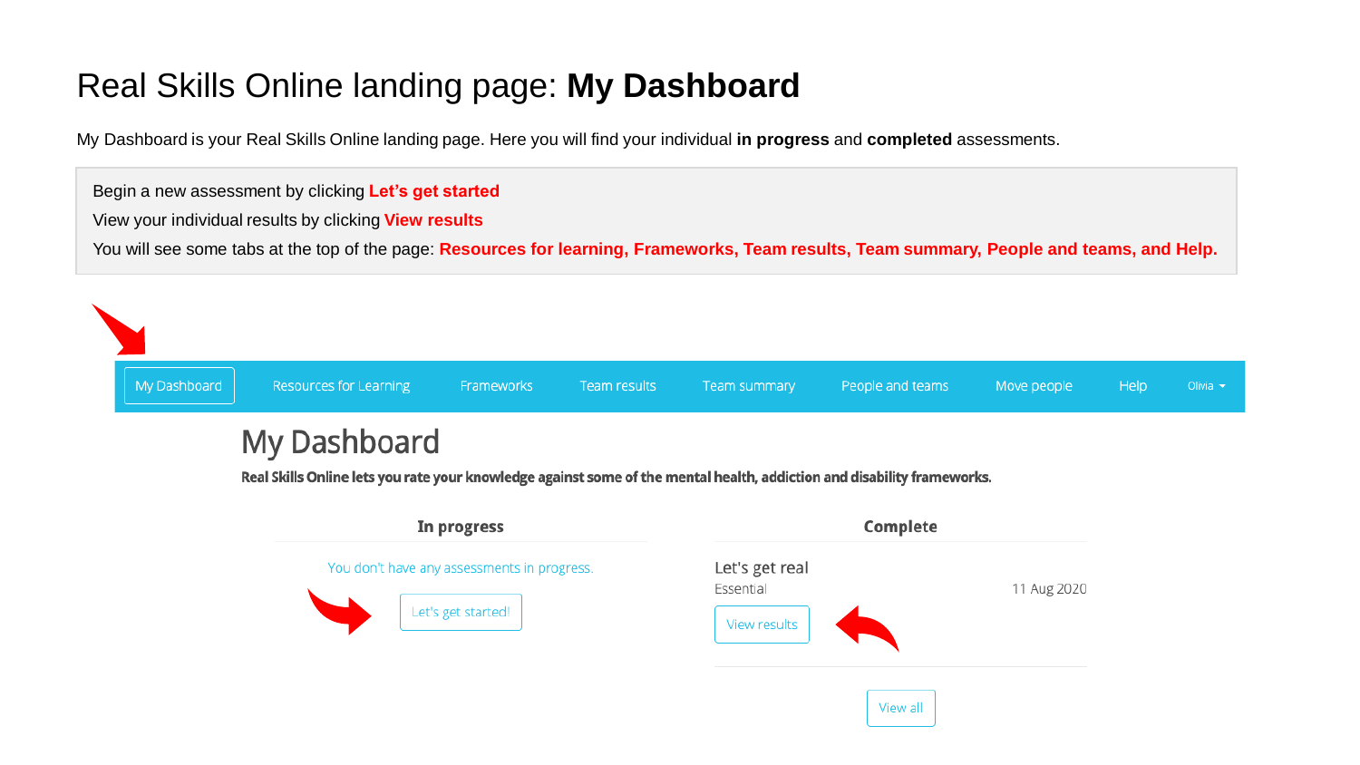# Real Skills Online landing page: **My Dashboard**

My Dashboard is your Real Skills Online landing page. Here you will find your individual **in progress** and **completed** assessments.

Begin a new assessment by clicking **Let's get started**

View your individual results by clicking **View results**

You will see some tabs at the top of the page: **Resources for learning, Frameworks, Team results, Team summary, People and teams, and Help.**

My Dashboard | Resources for Learning | Frameworks | Team results | Team summary | People and teams | Move people | Help | Olivia

## My Dashboard

**Real Skills Online lets you rate your knowledge against some of the mental health, addiction and disability frameworks.**

**In progress**

You don't have any assessments in progress.

Let's get started!

**Complete**

Let's get real

Essential — 11 Aug 2020

View results

View all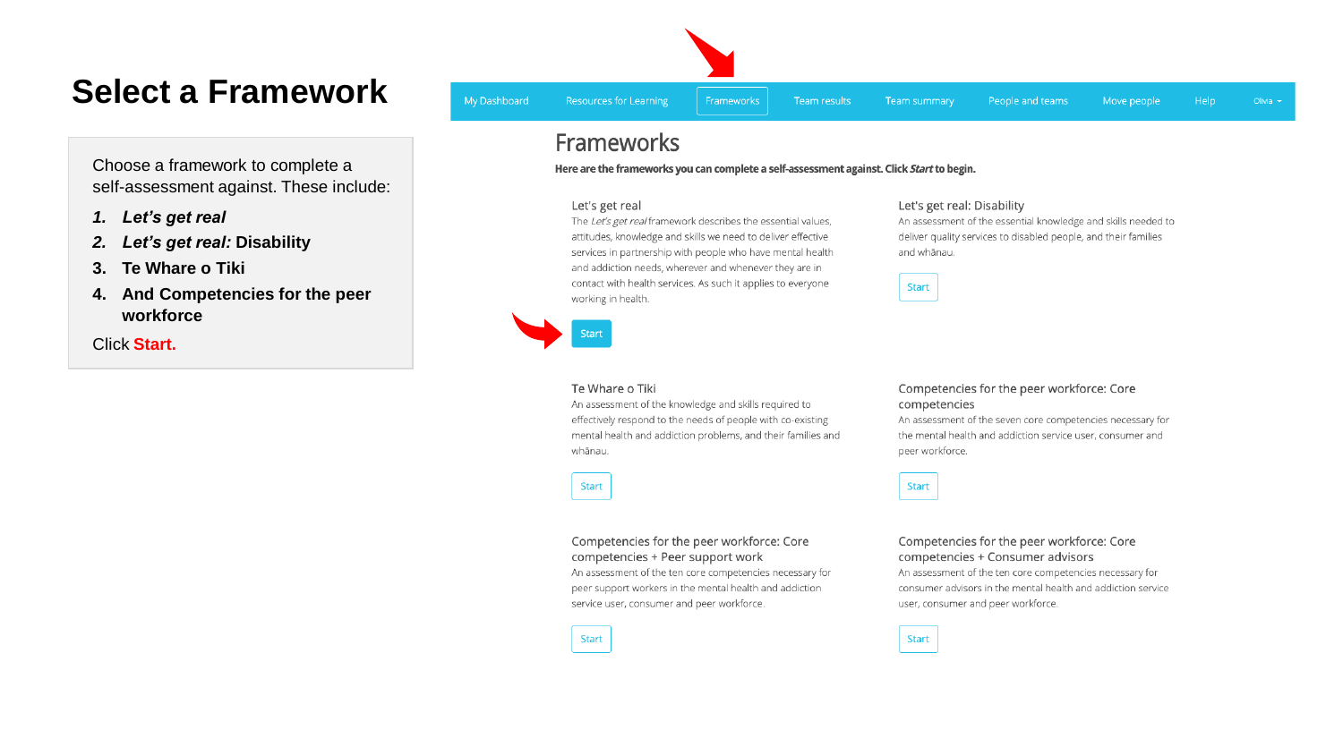# Select a Framework

Choose a framework to complete a self-assessment against. These include:

1. ***Let's get real***
2. ***Let's get real:* Disability**
3. **Te Whare o Tiki**
4. **And Competencies for the peer workforce**

Click **Start.**

My Dashboard | Resources for Learning | Frameworks | Team results | Team summary | People and teams | Move people | Help | Olivia

## Frameworks

**Here are the frameworks you can complete a self-assessment against. Click *Start* to begin.**

### Let's get real

The *Let's get real* framework describes the essential values, attitudes, knowledge and skills we need to deliver effective services in partnership with people who have mental health and addiction needs, wherever and whenever they are in contact with health services. As such it applies to everyone working in health.

Start

### Let's get real: Disability

An assessment of the essential knowledge and skills needed to deliver quality services to disabled people, and their families and whānau.

Start

### Te Whare o Tiki

An assessment of the knowledge and skills required to effectively respond to the needs of people with co-existing mental health and addiction problems, and their families and whānau.

Start

### Competencies for the peer workforce: Core competencies

An assessment of the seven core competencies necessary for the mental health and addiction service user, consumer and peer workforce.

Start

### Competencies for the peer workforce: Core competencies + Peer support work

An assessment of the ten core competencies necessary for peer support workers in the mental health and addiction service user, consumer and peer workforce.

Start

### Competencies for the peer workforce: Core competencies + Consumer advisors

An assessment of the ten core competencies necessary for consumer advisors in the mental health and addiction service user, consumer and peer workforce.

Start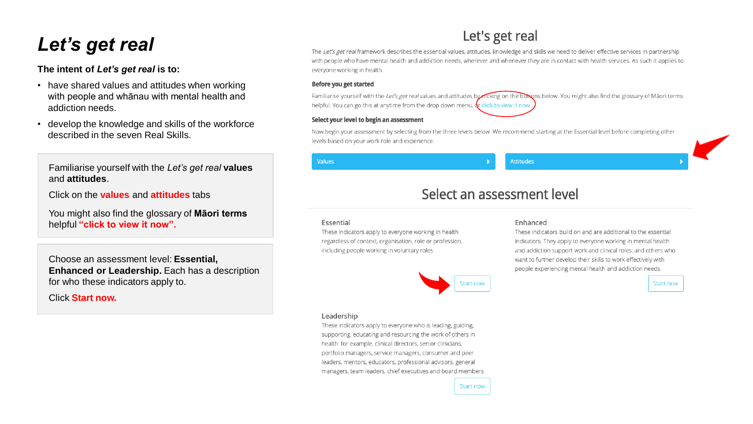# *Let's get real*

**The intent of *Let's get real* is to:**

- have shared values and attitudes when working with people and whānau with mental health and addiction needs.
- develop the knowledge and skills of the workforce described in the seven Real Skills.

Familiarise yourself with the *Let's get real* **values** and **attitudes**.

Click on the **values** and **attitudes** tabs

You might also find the glossary of **Māori terms** helpful **"click to view it now".**

Choose an assessment level: **Essential, Enhanced or Leadership.** Each has a description for who these indicators apply to.

Click **Start now.**

## Let's get real

The *Let's get real* framework describes the essential values, attitudes, knowledge and skills we need to deliver effective services in partnership with people who have mental health and addiction needs, wherever and whenever they are in contact with health services. As such it applies to everyone working in health.

**Before you get started**

Familiarise yourself with the *Let's get real* values and attitudes by clicking on the buttons below. You might also find the glossary of Māori terms helpful. You can go this at anytime from the drop down menu, or click to view it now.

**Select your level to begin an assessment**

Now begin your assessment by selecting from the three levels below. We recommend starting at the Essential level before completing other levels based on your work role and experience.

Values | Attitudes

## Select an assessment level

**Essential**
These indicators apply to everyone working in health regardless of context, organisation, role or profession, including people working in voluntary roles.

Start now

**Enhanced**
These indicators build on and are additional to the essential indicators. They apply to everyone working in mental health and addiction support work and clinical roles, and others who want to further develop their skills to work effectively with people experiencing mental health and addiction needs.

Start now

**Leadership**
These indicators apply to everyone who is leading, guiding, supporting, educating and resourcing the work of others in health: for example, clinical directors, senior clinicians, portfolio managers, service managers, consumer and peer leaders, mentors, educators, professional advisors, general managers, team leaders, chief executives and board members.

Start now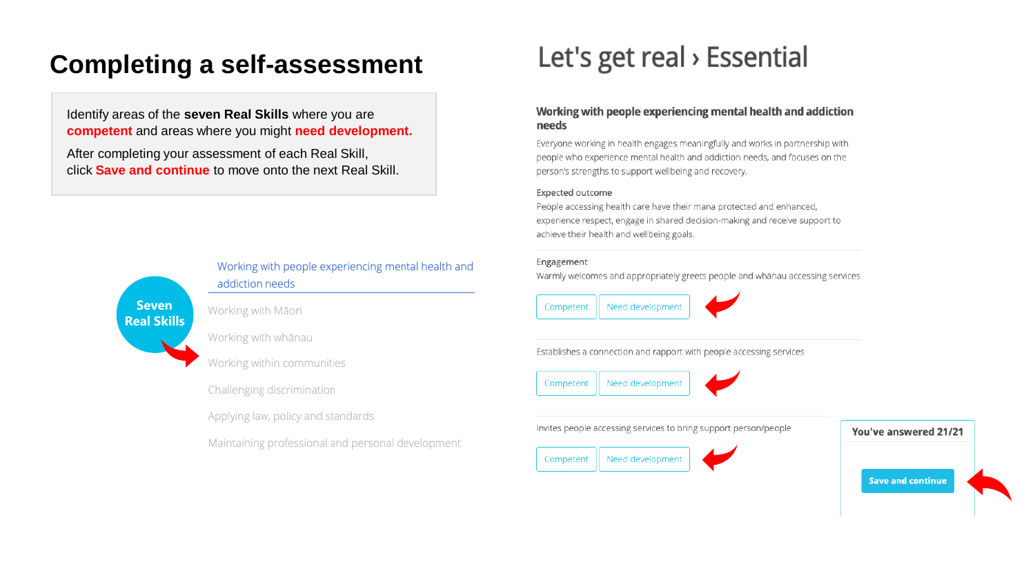# Completing a self-assessment

Identify areas of the **seven Real Skills** where you are **competent** and areas where you might **need development.**

After completing your assessment of each Real Skill, click **Save and continue** to move onto the next Real Skill.

**Seven Real Skills**

- Working with people experiencing mental health and addiction needs
- Working with Māori
- Working with whānau
- Working within communities
- Challenging discrimination
- Applying law, policy and standards
- Maintaining professional and personal development

## Let's get real › Essential

### Working with people experiencing mental health and addiction needs

Everyone working in health engages meaningfully and works in partnership with people who experience mental health and addiction needs, and focuses on the person's strengths to support wellbeing and recovery.

Expected outcome

People accessing health care have their mana protected and enhanced, experience respect, engage in shared decision-making and receive support to achieve their health and wellbeing goals.

Engagement

Warmly welcomes and appropriately greets people and whānau accessing services

Competent | Need development

Establishes a connection and rapport with people accessing services

Competent | Need development

Invites people accessing services to bring support person/people

Competent | Need development

You've answered 21/21

Save and continue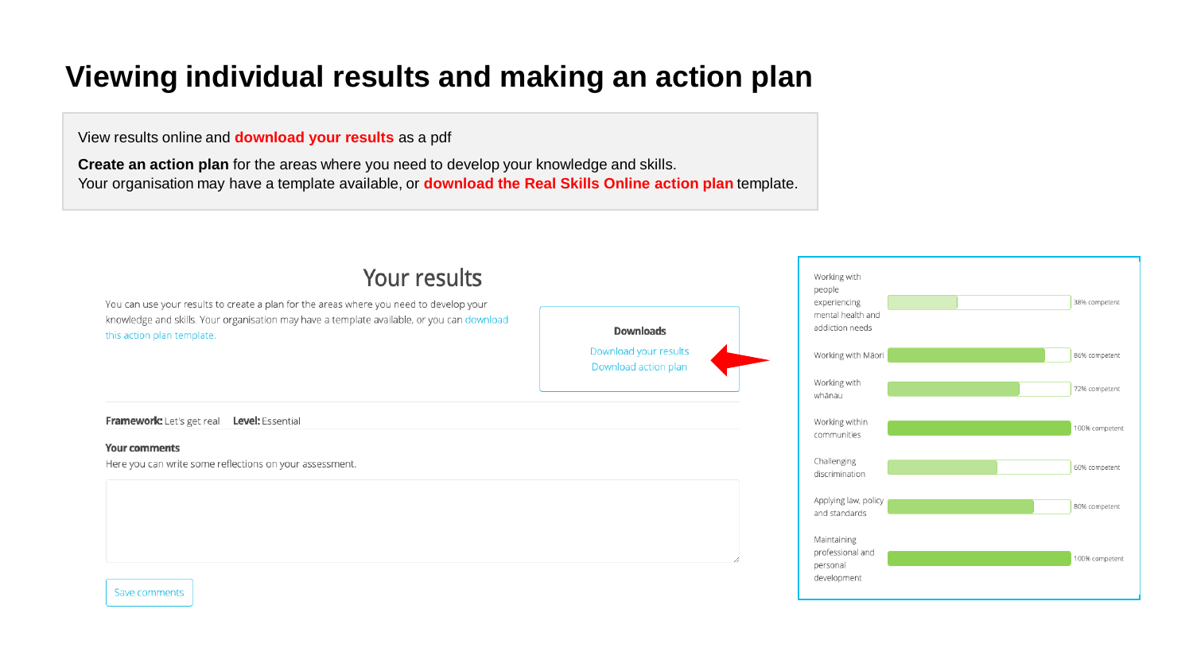# Viewing individual results and making an action plan

View results online and **download your results** as a pdf

**Create an action plan** for the areas where you need to develop your knowledge and skills.
Your organisation may have a template available, or **download the Real Skills Online action plan** template.

## Your results

You can use your results to create a plan for the areas where you need to develop your knowledge and skills. Your organisation may have a template available, or you can download this action plan template.

**Downloads**

Download your results
Download action plan

**Framework:** Let's get real **Level:** Essential

**Your comments**

Here you can write some reflections on your assessment.

Save comments

| Area | Result |
| --- | --- |
| Working with people experiencing mental health and addiction needs | 38% competent |
| Working with Māori | 86% competent |
| Working with whānau | 72% competent |
| Working within communities | 100% competent |
| Challenging discrimination | 60% competent |
| Applying law, policy and standards | 80% competent |
| Maintaining professional and personal development | 100% competent |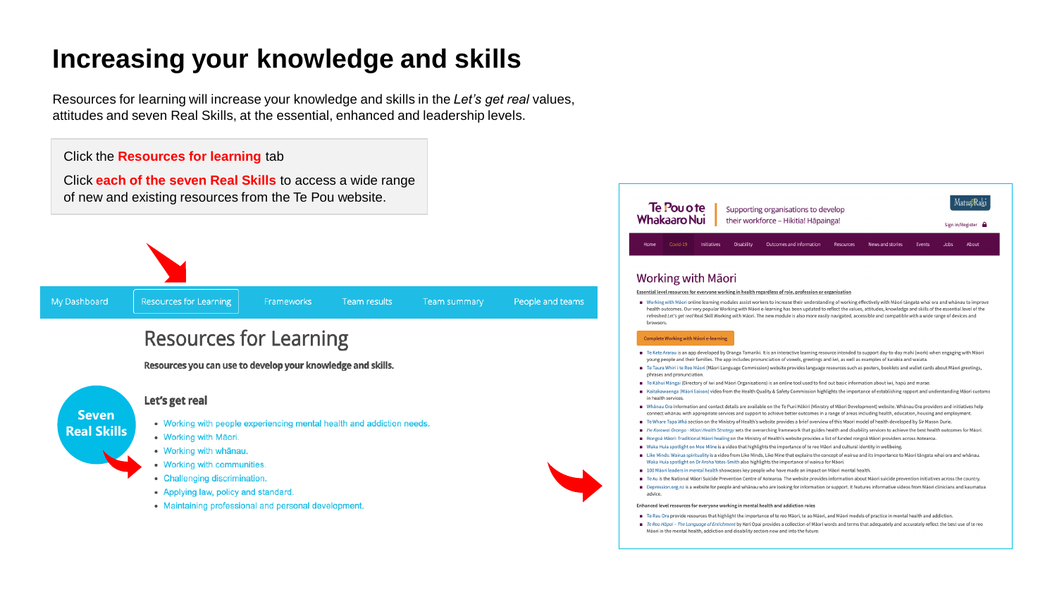# Increasing your knowledge and skills

Resources for learning will increase your knowledge and skills in the *Let's get real* values, attitudes and seven Real Skills, at the essential, enhanced and leadership levels.

Click the **Resources for learning** tab

Click **each of the seven Real Skills** to access a wide range of new and existing resources from the Te Pou website.

My Dashboard | Resources for Learning | Frameworks | Team results | Team summary | People and teams

## Resources for Learning

**Resources you can use to develop your knowledge and skills.**

**Seven Real Skills**

### Let's get real

- Working with people experiencing mental health and addiction needs.
- Working with Māori.
- Working with whānau.
- Working with communities.
- Challenging discrimination.
- Applying law, policy and standard.
- Maintaining professional and personal development.

Te Pou o te Whakaaro Nui | Supporting organisations to develop their workforce – Hikitia! Hāpaingia!

Home | Covid-19 | Initiatives | Disability | Outcomes and information | Resources | News and stories | Events | Jobs | About

## Working with Māori

**Essential level resources for everyone working in health regardless of role, profession or organisation**

- Working with Māori online learning modules assist workers to increase their understanding of working effectively with Māori tāngata whai ora and whānau to improve health outcomes. Our very popular Working with Māori e-learning has been updated to reflect the values, attitudes, knowledge and skills of the essential level of the refreshed Let's get real Real Skill Working with Māori. The new module is also more easily navigated, accessible and compatible with a wide range of devices and browsers.

Complete Working with Māori e-learning

- Te Kete Ararau is an app developed by Oranga Tamariki. It is an interactive learning resource intended to support day-to-day mahi (work) when engaging with Māori young people and their families. The app includes pronunciation of vowels, greetings and iwi, as well as examples of karakia and waiata.
- Te Taura Whiri i te Reo Māori (Māori Language Commission) website provides language resources such as posters, booklets and wallet cards about Māori greetings, phrases and pronunciation.
- Te Kāhui Māngai (Directory of Iwi and Māori Organisations) is an online tool used to find out basic information about iwi, hapū and marae.
- Kaitakawaenga (Māori liaison) video from the Health Quality & Safety Commission highlights the importance of establishing rapport and understanding Māori customs in health services.
- Whānau Ora information and contact details are available on the Te Puni Kōkiri (Ministry of Māori Development) website. Whānau Ora providers and initiatives help connect whānau with appropriate services and support to achieve better outcomes in a range of areas including health, education, housing and employment.
- Te Whare Tapa Whā section on the Ministry of Health's website provides a brief overview of this Maori model of health developed by Sir Mason Durie.
- He Korowai Oranga - Māori Health Strategy sets the overarching framework that guides health and disability services to achieve the best health outcomes for Māori.
- Rongoā Māori: Traditional Māori healing on the Ministry of Health's website provides a list of funded rongoā Māori providers across Aotearoa.
- Waka Huia spotlight on Moe Milne is a video that highlights the importance of te reo Māori and cultural identity in wellbeing.
- Like Minds: Wairua spirituality is a video from Like Minds, Like Mine that explains the concept of wairua and its importance to Māori tāngata whai ora and whānau. Waka Huia spotlight on Dr Aroha Yates-Smith also highlights the importance of wairua for Māori.
- 100 Māori leaders in mental health showcases key people who have made an impact on Māori mental health.
- Te Au is the National Māori Suicide Prevention Centre of Aotearoa. The website provides information about Māori suicide prevention initiatives across the country.
- Depression.org.nz is a website for people and whānau who are looking for information or support. It features informative videos from Māori clinicians and kaumatua advice.

**Enhanced level resources for everyone working in mental health and addiction roles**

- Te Rau Ora provide resources that highlight the importance of te reo Māori, te ao Māori, and Māori models of practice in mental health and addiction.
- *Te Reo Hāpai – The Language of Enrichment* by Keri Opai provides a collection of Māori words and terms that adequately and accurately reflect the best use of te reo Māori in the mental health, addiction and disability sectors now and into the future.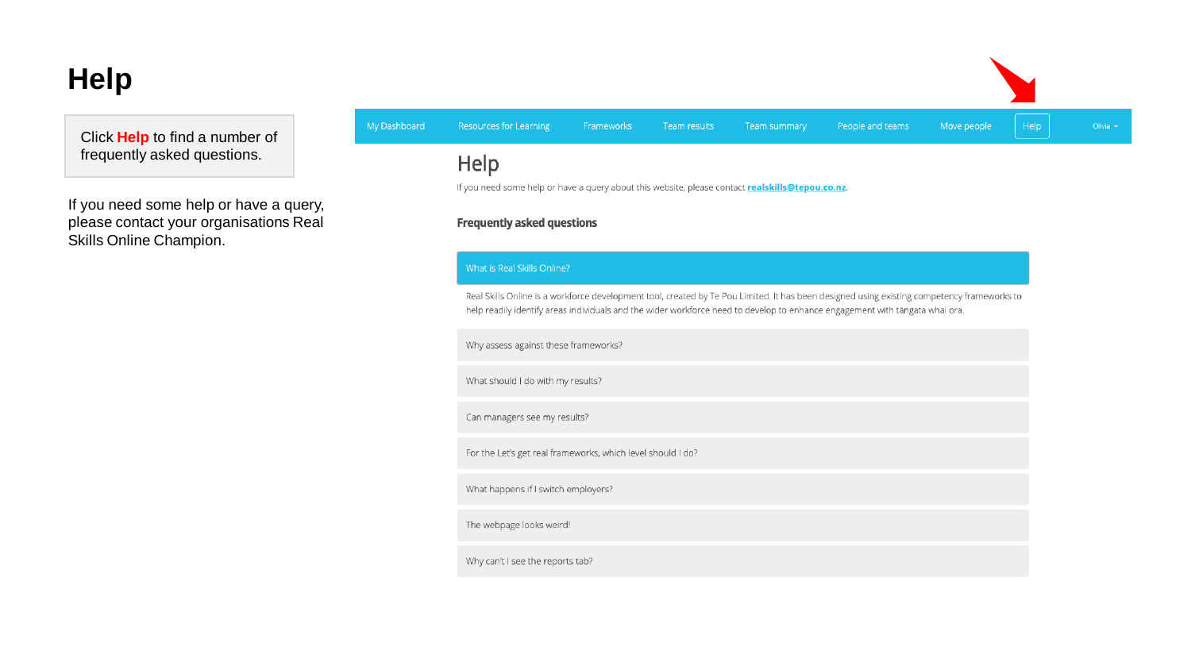# Help

Click **Help** to find a number of frequently asked questions.

If you need some help or have a query, please contact your organisations Real Skills Online Champion.

My Dashboard | Resources for Learning | Frameworks | Team results | Team summary | People and teams | Move people | Help | Olivia

## Help

If you need some help or have a query about this website, please contact **realskills@tepou.co.nz**.

### Frequently asked questions

**What is Real Skills Online?**

Real Skills Online is a workforce development tool, created by Te Pou Limited. It has been designed using existing competency frameworks to help readily identify areas individuals and the wider workforce need to develop to enhance engagement with tāngata whai ora.

Why assess against these frameworks?

What should I do with my results?

Can managers see my results?

For the Let's get real frameworks, which level should I do?

What happens if I switch employers?

The webpage looks weird!

Why can't I see the reports tab?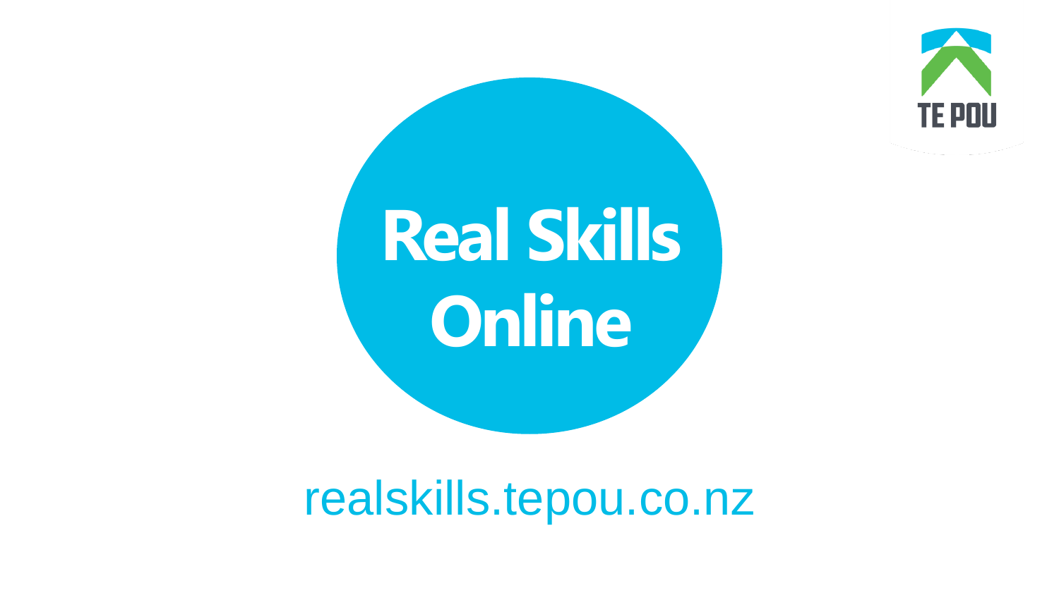# Real Skills Online

realskills.tepou.co.nz

TE POU